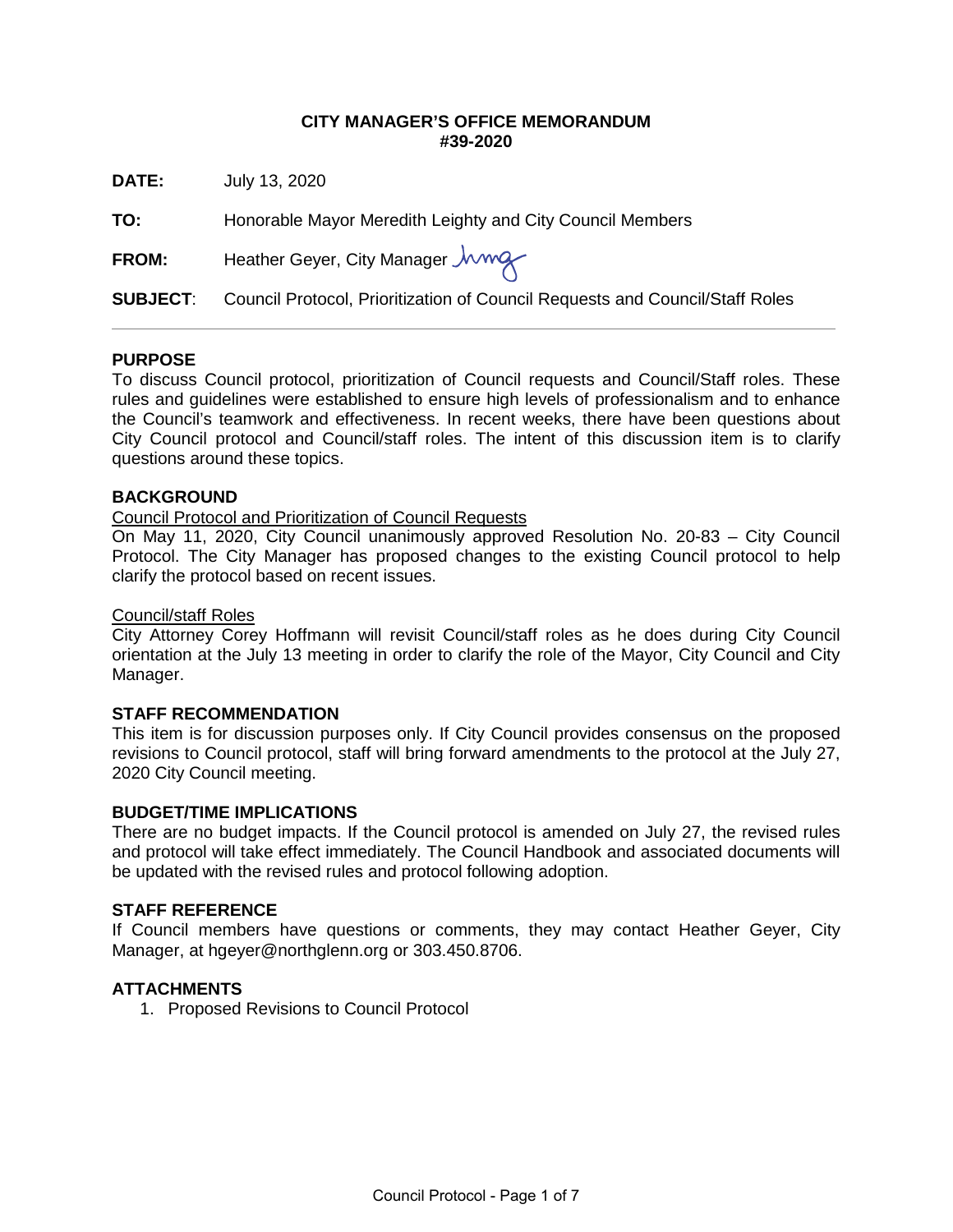**CITY MANAGER'S OFFICE MEMORANDUM**
**#39-2020**

**DATE:** July 13, 2020

**TO:** Honorable Mayor Meredith Leighty and City Council Members

**FROM:** Heather Geyer, City Manager

**SUBJECT**: Council Protocol, Prioritization of Council Requests and Council/Staff Roles

---

## PURPOSE

To discuss Council protocol, prioritization of Council requests and Council/Staff roles. These rules and guidelines were established to ensure high levels of professionalism and to enhance the Council's teamwork and effectiveness. In recent weeks, there have been questions about City Council protocol and Council/staff roles. The intent of this discussion item is to clarify questions around these topics.

## BACKGROUND

Council Protocol and Prioritization of Council Requests

On May 11, 2020, City Council unanimously approved Resolution No. 20-83 – City Council Protocol. The City Manager has proposed changes to the existing Council protocol to help clarify the protocol based on recent issues.

Council/staff Roles

City Attorney Corey Hoffmann will revisit Council/staff roles as he does during City Council orientation at the July 13 meeting in order to clarify the role of the Mayor, City Council and City Manager.

## STAFF RECOMMENDATION

This item is for discussion purposes only. If City Council provides consensus on the proposed revisions to Council protocol, staff will bring forward amendments to the protocol at the July 27, 2020 City Council meeting.

## BUDGET/TIME IMPLICATIONS

There are no budget impacts. If the Council protocol is amended on July 27, the revised rules and protocol will take effect immediately. The Council Handbook and associated documents will be updated with the revised rules and protocol following adoption.

## STAFF REFERENCE

If Council members have questions or comments, they may contact Heather Geyer, City Manager, at hgeyer@northglenn.org or 303.450.8706.

## ATTACHMENTS

1. Proposed Revisions to Council Protocol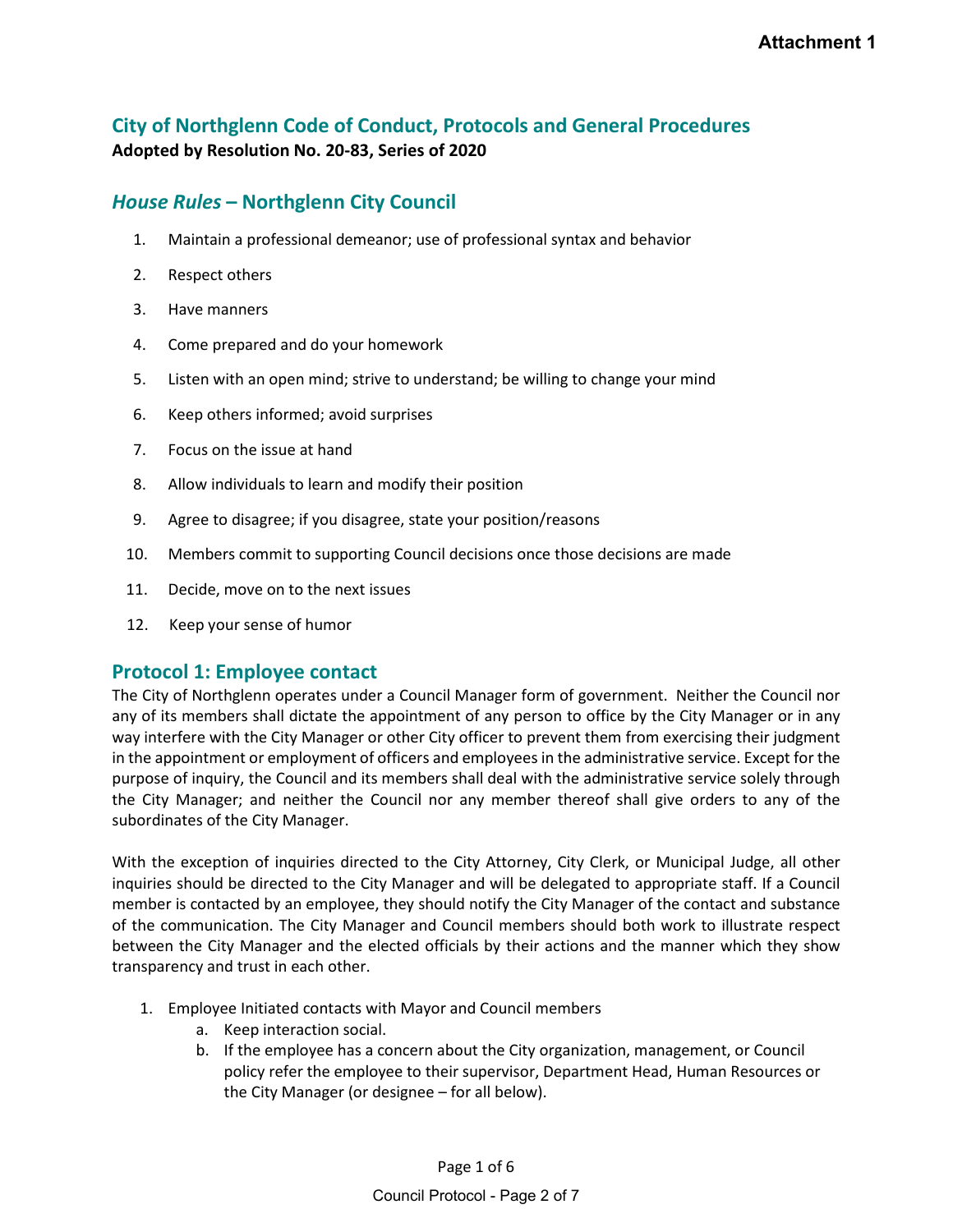Attachment 1

# City of Northglenn Code of Conduct, Protocols and General Procedures

**Adopted by Resolution No. 20-83, Series of 2020**

## *House Rules* – Northglenn City Council

1. Maintain a professional demeanor; use of professional syntax and behavior
2. Respect others
3. Have manners
4. Come prepared and do your homework
5. Listen with an open mind; strive to understand; be willing to change your mind
6. Keep others informed; avoid surprises
7. Focus on the issue at hand
8. Allow individuals to learn and modify their position
9. Agree to disagree; if you disagree, state your position/reasons
10. Members commit to supporting Council decisions once those decisions are made
11. Decide, move on to the next issues
12. Keep your sense of humor

## Protocol 1: Employee contact

The City of Northglenn operates under a Council Manager form of government. Neither the Council nor any of its members shall dictate the appointment of any person to office by the City Manager or in any way interfere with the City Manager or other City officer to prevent them from exercising their judgment in the appointment or employment of officers and employees in the administrative service. Except for the purpose of inquiry, the Council and its members shall deal with the administrative service solely through the City Manager; and neither the Council nor any member thereof shall give orders to any of the subordinates of the City Manager.

With the exception of inquiries directed to the City Attorney, City Clerk, or Municipal Judge, all other inquiries should be directed to the City Manager and will be delegated to appropriate staff. If a Council member is contacted by an employee, they should notify the City Manager of the contact and substance of the communication. The City Manager and Council members should both work to illustrate respect between the City Manager and the elected officials by their actions and the manner which they show transparency and trust in each other.

1. Employee Initiated contacts with Mayor and Council members
   a. Keep interaction social.
   b. If the employee has a concern about the City organization, management, or Council policy refer the employee to their supervisor, Department Head, Human Resources or the City Manager (or designee – for all below).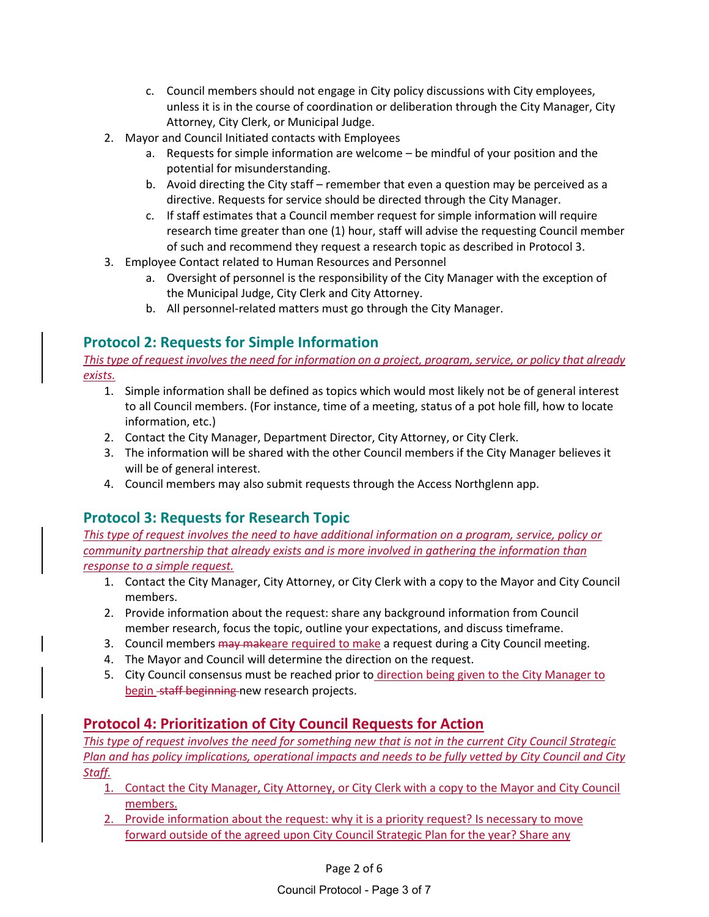c. Council members should not engage in City policy discussions with City employees, unless it is in the course of coordination or deliberation through the City Manager, City Attorney, City Clerk, or Municipal Judge.
2. Mayor and Council Initiated contacts with Employees
   a. Requests for simple information are welcome – be mindful of your position and the potential for misunderstanding.
   b. Avoid directing the City staff – remember that even a question may be perceived as a directive. Requests for service should be directed through the City Manager.
   c. If staff estimates that a Council member request for simple information will require research time greater than one (1) hour, staff will advise the requesting Council member of such and recommend they request a research topic as described in Protocol 3.
3. Employee Contact related to Human Resources and Personnel
   a. Oversight of personnel is the responsibility of the City Manager with the exception of the Municipal Judge, City Clerk and City Attorney.
   b. All personnel-related matters must go through the City Manager.

## Protocol 2: Requests for Simple Information

*This type of request involves the need for information on a project, program, service, or policy that already exists.*

1. Simple information shall be defined as topics which would most likely not be of general interest to all Council members. (For instance, time of a meeting, status of a pot hole fill, how to locate information, etc.)
2. Contact the City Manager, Department Director, City Attorney, or City Clerk.
3. The information will be shared with the other Council members if the City Manager believes it will be of general interest.
4. Council members may also submit requests through the Access Northglenn app.

## Protocol 3: Requests for Research Topic

*This type of request involves the need to have additional information on a program, service, policy or community partnership that already exists and is more involved in gathering the information than response to a simple request.*

1. Contact the City Manager, City Attorney, or City Clerk with a copy to the Mayor and City Council members.
2. Provide information about the request: share any background information from Council member research, focus the topic, outline your expectations, and discuss timeframe.
3. Council members ~~may make~~are required to make a request during a City Council meeting.
4. The Mayor and Council will determine the direction on the request.
5. City Council consensus must be reached prior to direction being given to the City Manager to begin ~~staff beginning~~ new research projects.

## Protocol 4: Prioritization of City Council Requests for Action

*This type of request involves the need for something new that is not in the current City Council Strategic Plan and has policy implications, operational impacts and needs to be fully vetted by City Council and City Staff.*

1. Contact the City Manager, City Attorney, or City Clerk with a copy to the Mayor and City Council members.
2. Provide information about the request: why it is a priority request? Is necessary to move forward outside of the agreed upon City Council Strategic Plan for the year? Share any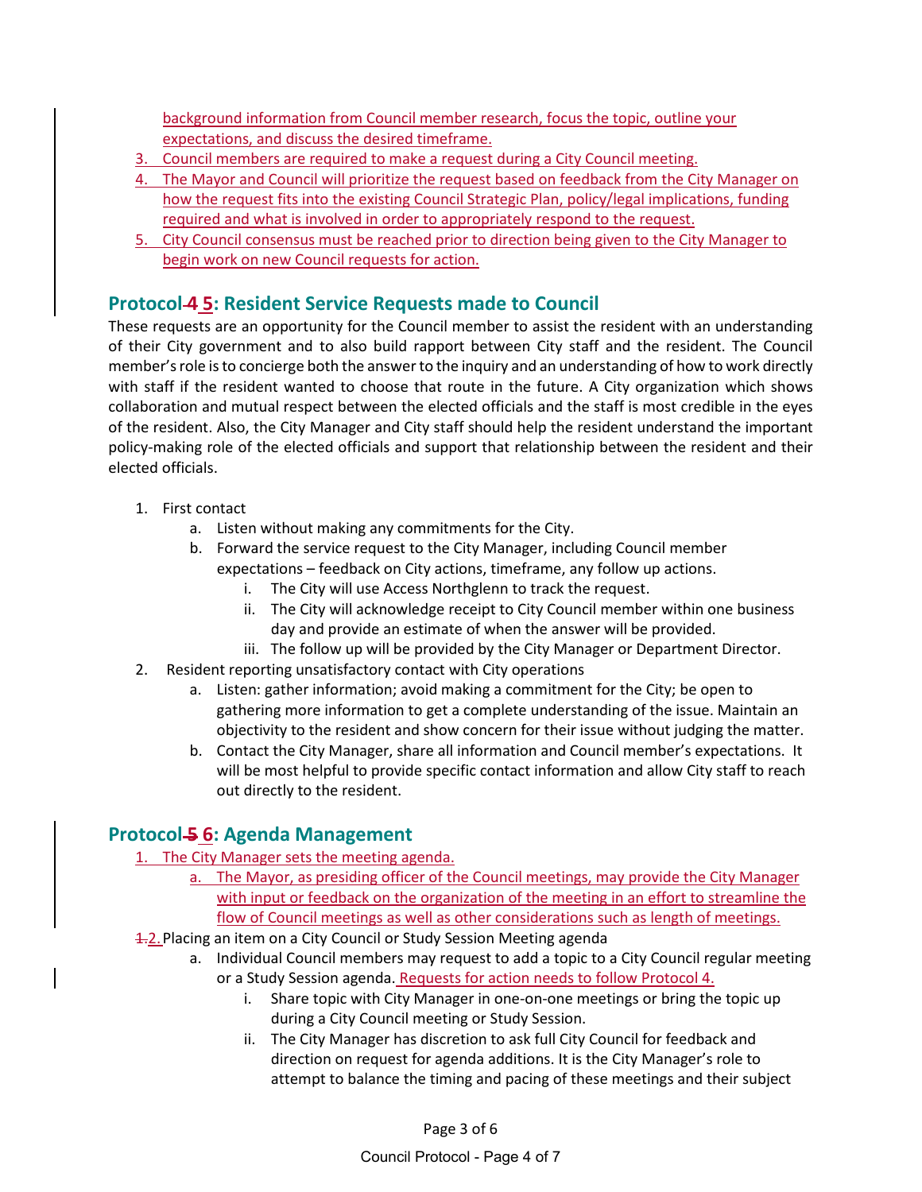background information from Council member research, focus the topic, outline your expectations, and discuss the desired timeframe.

3. Council members are required to make a request during a City Council meeting.
4. The Mayor and Council will prioritize the request based on feedback from the City Manager on how the request fits into the existing Council Strategic Plan, policy/legal implications, funding required and what is involved in order to appropriately respond to the request.
5. City Council consensus must be reached prior to direction being given to the City Manager to begin work on new Council requests for action.

## Protocol ~~4~~ 5: Resident Service Requests made to Council

These requests are an opportunity for the Council member to assist the resident with an understanding of their City government and to also build rapport between City staff and the resident. The Council member's role is to concierge both the answer to the inquiry and an understanding of how to work directly with staff if the resident wanted to choose that route in the future. A City organization which shows collaboration and mutual respect between the elected officials and the staff is most credible in the eyes of the resident. Also, the City Manager and City staff should help the resident understand the important policy-making role of the elected officials and support that relationship between the resident and their elected officials.

1. First contact
    a. Listen without making any commitments for the City.
    b. Forward the service request to the City Manager, including Council member expectations – feedback on City actions, timeframe, any follow up actions.
        i. The City will use Access Northglenn to track the request.
        ii. The City will acknowledge receipt to City Council member within one business day and provide an estimate of when the answer will be provided.
        iii. The follow up will be provided by the City Manager or Department Director.
2. Resident reporting unsatisfactory contact with City operations
    a. Listen: gather information; avoid making a commitment for the City; be open to gathering more information to get a complete understanding of the issue. Maintain an objectivity to the resident and show concern for their issue without judging the matter.
    b. Contact the City Manager, share all information and Council member's expectations. It will be most helpful to provide specific contact information and allow City staff to reach out directly to the resident.

## Protocol ~~5~~ 6: Agenda Management

1. The City Manager sets the meeting agenda.
    a. The Mayor, as presiding officer of the Council meetings, may provide the City Manager with input or feedback on the organization of the meeting in an effort to streamline the flow of Council meetings as well as other considerations such as length of meetings.

~~1.~~ 2. Placing an item on a City Council or Study Session Meeting agenda
    a. Individual Council members may request to add a topic to a City Council regular meeting or a Study Session agenda. Requests for action needs to follow Protocol 4.
        i. Share topic with City Manager in one-on-one meetings or bring the topic up during a City Council meeting or Study Session.
        ii. The City Manager has discretion to ask full City Council for feedback and direction on request for agenda additions. It is the City Manager's role to attempt to balance the timing and pacing of these meetings and their subject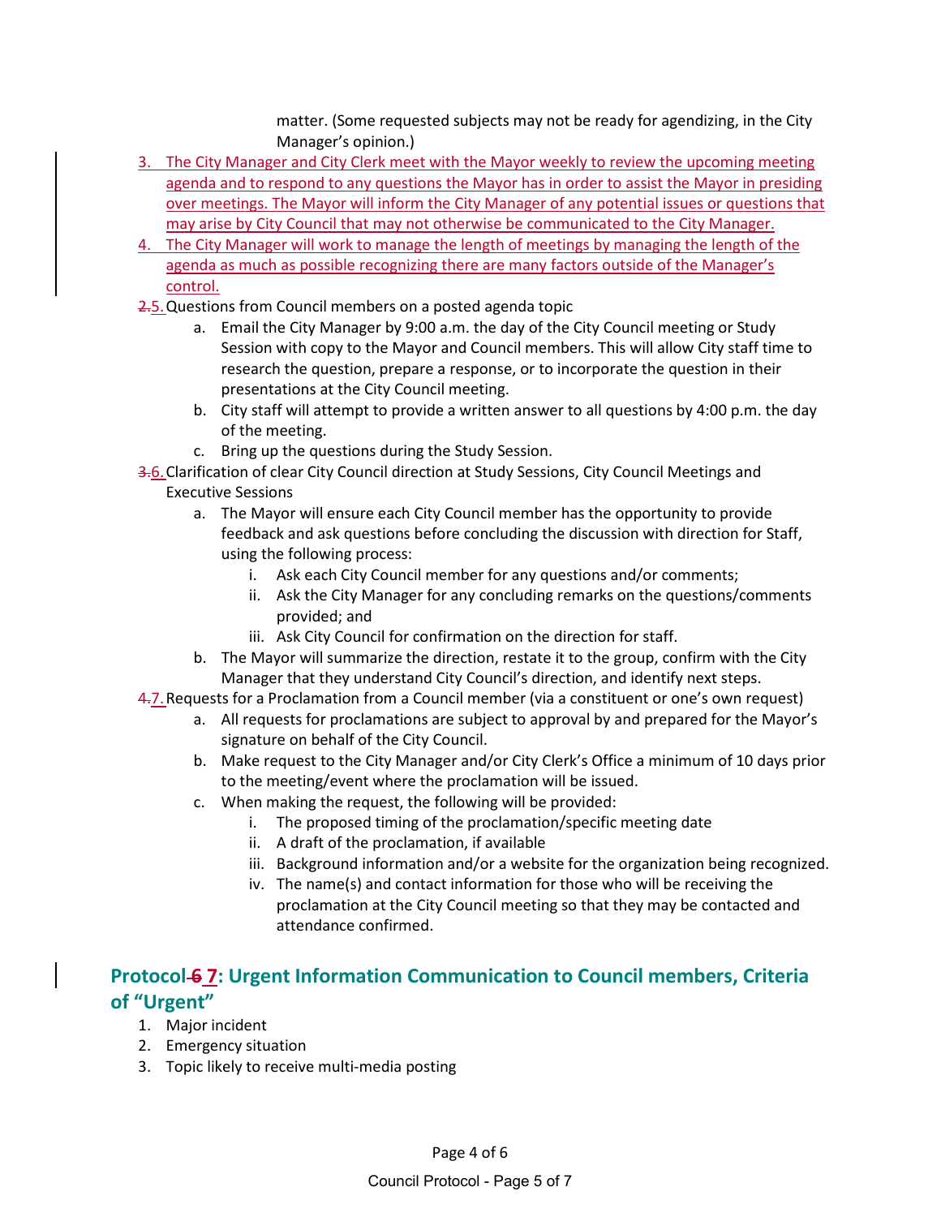matter. (Some requested subjects may not be ready for agendizing, in the City Manager's opinion.)

3. The City Manager and City Clerk meet with the Mayor weekly to review the upcoming meeting agenda and to respond to any questions the Mayor has in order to assist the Mayor in presiding over meetings. The Mayor will inform the City Manager of any potential issues or questions that may arise by City Council that may not otherwise be communicated to the City Manager.
4. The City Manager will work to manage the length of meetings by managing the length of the agenda as much as possible recognizing there are many factors outside of the Manager's control.
5. Questions from Council members on a posted agenda topic
   a. Email the City Manager by 9:00 a.m. the day of the City Council meeting or Study Session with copy to the Mayor and Council members. This will allow City staff time to research the question, prepare a response, or to incorporate the question in their presentations at the City Council meeting.
   b. City staff will attempt to provide a written answer to all questions by 4:00 p.m. the day of the meeting.
   c. Bring up the questions during the Study Session.
6. Clarification of clear City Council direction at Study Sessions, City Council Meetings and Executive Sessions
   a. The Mayor will ensure each City Council member has the opportunity to provide feedback and ask questions before concluding the discussion with direction for Staff, using the following process:
      i. Ask each City Council member for any questions and/or comments;
      ii. Ask the City Manager for any concluding remarks on the questions/comments provided; and
      iii. Ask City Council for confirmation on the direction for staff.
   b. The Mayor will summarize the direction, restate it to the group, confirm with the City Manager that they understand City Council's direction, and identify next steps.
7. Requests for a Proclamation from a Council member (via a constituent or one's own request)
   a. All requests for proclamations are subject to approval by and prepared for the Mayor's signature on behalf of the City Council.
   b. Make request to the City Manager and/or City Clerk's Office a minimum of 10 days prior to the meeting/event where the proclamation will be issued.
   c. When making the request, the following will be provided:
      i. The proposed timing of the proclamation/specific meeting date
      ii. A draft of the proclamation, if available
      iii. Background information and/or a website for the organization being recognized.
      iv. The name(s) and contact information for those who will be receiving the proclamation at the City Council meeting so that they may be contacted and attendance confirmed.

## Protocol 7: Urgent Information Communication to Council members, Criteria of "Urgent"

1. Major incident
2. Emergency situation
3. Topic likely to receive multi-media posting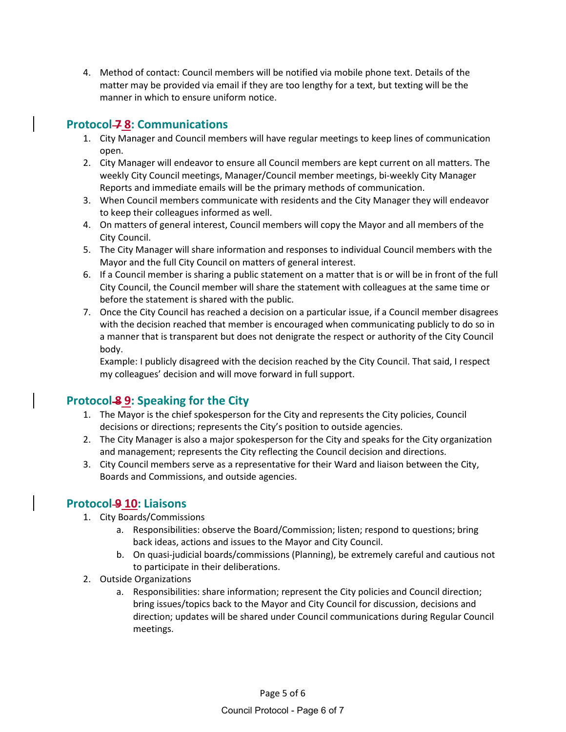4. Method of contact: Council members will be notified via mobile phone text. Details of the matter may be provided via email if they are too lengthy for a text, but texting will be the manner in which to ensure uniform notice.

## Protocol ~~7~~ 8: Communications

1. City Manager and Council members will have regular meetings to keep lines of communication open.
2. City Manager will endeavor to ensure all Council members are kept current on all matters. The weekly City Council meetings, Manager/Council member meetings, bi-weekly City Manager Reports and immediate emails will be the primary methods of communication.
3. When Council members communicate with residents and the City Manager they will endeavor to keep their colleagues informed as well.
4. On matters of general interest, Council members will copy the Mayor and all members of the City Council.
5. The City Manager will share information and responses to individual Council members with the Mayor and the full City Council on matters of general interest.
6. If a Council member is sharing a public statement on a matter that is or will be in front of the full City Council, the Council member will share the statement with colleagues at the same time or before the statement is shared with the public.
7. Once the City Council has reached a decision on a particular issue, if a Council member disagrees with the decision reached that member is encouraged when communicating publicly to do so in a manner that is transparent but does not denigrate the respect or authority of the City Council body.

   Example: I publicly disagreed with the decision reached by the City Council. That said, I respect my colleagues' decision and will move forward in full support.

## Protocol ~~8~~ 9: Speaking for the City

1. The Mayor is the chief spokesperson for the City and represents the City policies, Council decisions or directions; represents the City's position to outside agencies.
2. The City Manager is also a major spokesperson for the City and speaks for the City organization and management; represents the City reflecting the Council decision and directions.
3. City Council members serve as a representative for their Ward and liaison between the City, Boards and Commissions, and outside agencies.

## Protocol ~~9~~ 10: Liaisons

1. City Boards/Commissions
   a. Responsibilities: observe the Board/Commission; listen; respond to questions; bring back ideas, actions and issues to the Mayor and City Council.
   b. On quasi-judicial boards/commissions (Planning), be extremely careful and cautious not to participate in their deliberations.
2. Outside Organizations
   a. Responsibilities: share information; represent the City policies and Council direction; bring issues/topics back to the Mayor and City Council for discussion, decisions and direction; updates will be shared under Council communications during Regular Council meetings.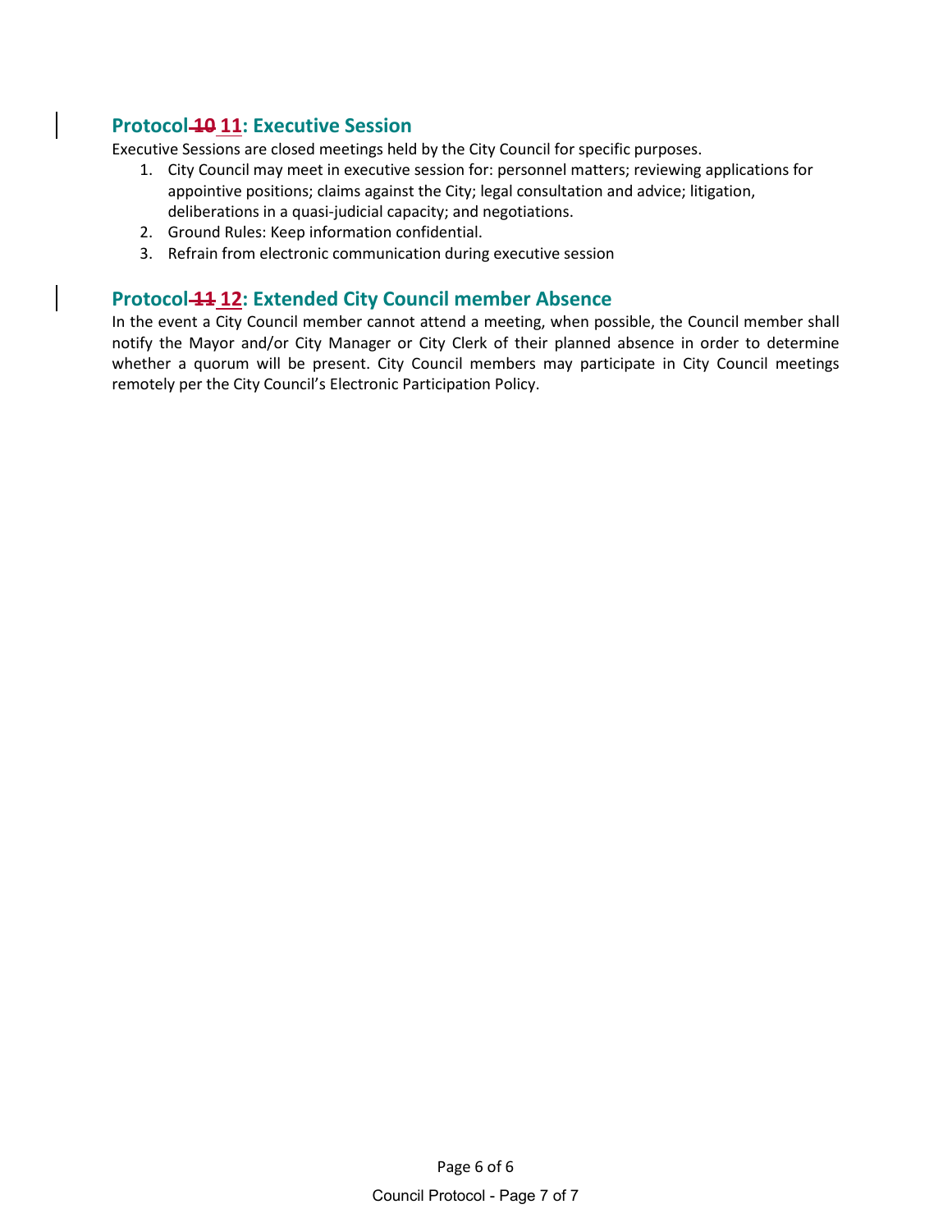## Protocol ~~10~~ 11: Executive Session

Executive Sessions are closed meetings held by the City Council for specific purposes.

1. City Council may meet in executive session for: personnel matters; reviewing applications for appointive positions; claims against the City; legal consultation and advice; litigation, deliberations in a quasi-judicial capacity; and negotiations.
2. Ground Rules: Keep information confidential.
3. Refrain from electronic communication during executive session

## Protocol ~~11~~ 12: Extended City Council member Absence

In the event a City Council member cannot attend a meeting, when possible, the Council member shall notify the Mayor and/or City Manager or City Clerk of their planned absence in order to determine whether a quorum will be present. City Council members may participate in City Council meetings remotely per the City Council's Electronic Participation Policy.